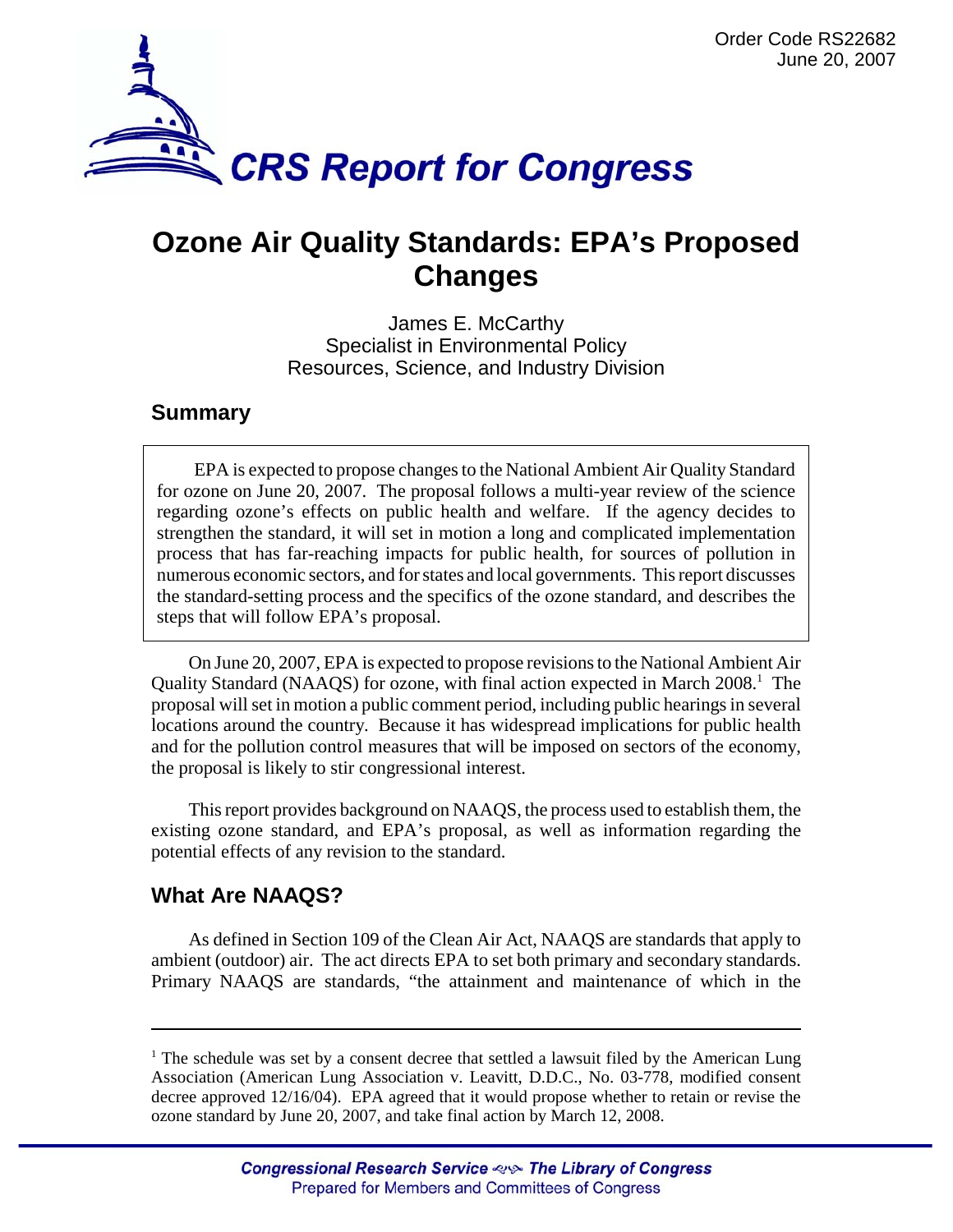Order Code RS22682
June 20, 2007

# CRS Report for Congress

# Ozone Air Quality Standards: EPA's Proposed Changes

James E. McCarthy
Specialist in Environmental Policy
Resources, Science, and Industry Division

## Summary

> EPA is expected to propose changes to the National Ambient Air Quality Standard for ozone on June 20, 2007. The proposal follows a multi-year review of the science regarding ozone's effects on public health and welfare. If the agency decides to strengthen the standard, it will set in motion a long and complicated implementation process that has far-reaching impacts for public health, for sources of pollution in numerous economic sectors, and for states and local governments. This report discusses the standard-setting process and the specifics of the ozone standard, and describes the steps that will follow EPA's proposal.

On June 20, 2007, EPA is expected to propose revisions to the National Ambient Air Quality Standard (NAAQS) for ozone, with final action expected in March 2008.[1] The proposal will set in motion a public comment period, including public hearings in several locations around the country. Because it has widespread implications for public health and for the pollution control measures that will be imposed on sectors of the economy, the proposal is likely to stir congressional interest.

This report provides background on NAAQS, the process used to establish them, the existing ozone standard, and EPA's proposal, as well as information regarding the potential effects of any revision to the standard.

## What Are NAAQS?

As defined in Section 109 of the Clean Air Act, NAAQS are standards that apply to ambient (outdoor) air. The act directs EPA to set both primary and secondary standards. Primary NAAQS are standards, "the attainment and maintenance of which in the

---

[1] The schedule was set by a consent decree that settled a lawsuit filed by the American Lung Association (American Lung Association v. Leavitt, D.D.C., No. 03-778, modified consent decree approved 12/16/04). EPA agreed that it would propose whether to retain or revise the ozone standard by June 20, 2007, and take final action by March 12, 2008.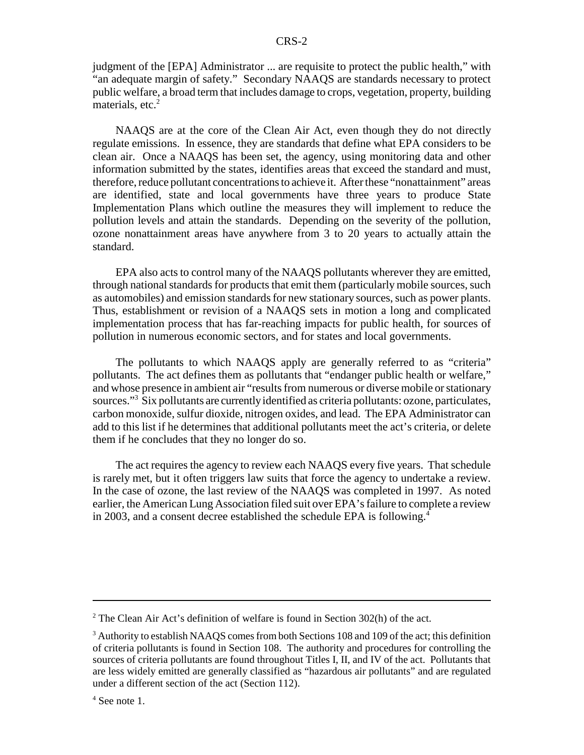judgment of the [EPA] Administrator ... are requisite to protect the public health," with "an adequate margin of safety." Secondary NAAQS are standards necessary to protect public welfare, a broad term that includes damage to crops, vegetation, property, building materials, etc.[2]

NAAQS are at the core of the Clean Air Act, even though they do not directly regulate emissions. In essence, they are standards that define what EPA considers to be clean air. Once a NAAQS has been set, the agency, using monitoring data and other information submitted by the states, identifies areas that exceed the standard and must, therefore, reduce pollutant concentrations to achieve it. After these "nonattainment" areas are identified, state and local governments have three years to produce State Implementation Plans which outline the measures they will implement to reduce the pollution levels and attain the standards. Depending on the severity of the pollution, ozone nonattainment areas have anywhere from 3 to 20 years to actually attain the standard.

EPA also acts to control many of the NAAQS pollutants wherever they are emitted, through national standards for products that emit them (particularly mobile sources, such as automobiles) and emission standards for new stationary sources, such as power plants. Thus, establishment or revision of a NAAQS sets in motion a long and complicated implementation process that has far-reaching impacts for public health, for sources of pollution in numerous economic sectors, and for states and local governments.

The pollutants to which NAAQS apply are generally referred to as "criteria" pollutants. The act defines them as pollutants that "endanger public health or welfare," and whose presence in ambient air "results from numerous or diverse mobile or stationary sources."[3] Six pollutants are currently identified as criteria pollutants: ozone, particulates, carbon monoxide, sulfur dioxide, nitrogen oxides, and lead. The EPA Administrator can add to this list if he determines that additional pollutants meet the act's criteria, or delete them if he concludes that they no longer do so.

The act requires the agency to review each NAAQS every five years. That schedule is rarely met, but it often triggers law suits that force the agency to undertake a review. In the case of ozone, the last review of the NAAQS was completed in 1997. As noted earlier, the American Lung Association filed suit over EPA's failure to complete a review in 2003, and a consent decree established the schedule EPA is following.[4]

---

[2] The Clean Air Act's definition of welfare is found in Section 302(h) of the act.

[3] Authority to establish NAAQS comes from both Sections 108 and 109 of the act; this definition of criteria pollutants is found in Section 108. The authority and procedures for controlling the sources of criteria pollutants are found throughout Titles I, II, and IV of the act. Pollutants that are less widely emitted are generally classified as "hazardous air pollutants" and are regulated under a different section of the act (Section 112).

[4] See note 1.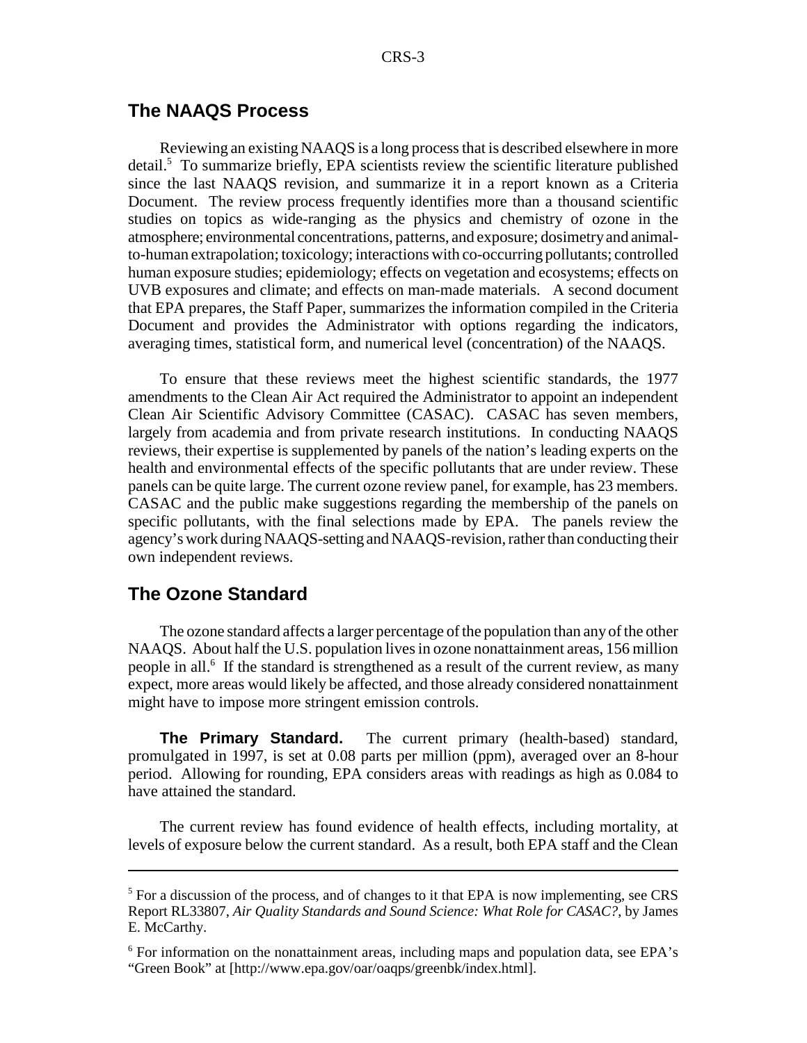## The NAAQS Process

Reviewing an existing NAAQS is a long process that is described elsewhere in more detail.[5] To summarize briefly, EPA scientists review the scientific literature published since the last NAAQS revision, and summarize it in a report known as a Criteria Document. The review process frequently identifies more than a thousand scientific studies on topics as wide-ranging as the physics and chemistry of ozone in the atmosphere; environmental concentrations, patterns, and exposure; dosimetry and animal-to-human extrapolation; toxicology; interactions with co-occurring pollutants; controlled human exposure studies; epidemiology; effects on vegetation and ecosystems; effects on UVB exposures and climate; and effects on man-made materials. A second document that EPA prepares, the Staff Paper, summarizes the information compiled in the Criteria Document and provides the Administrator with options regarding the indicators, averaging times, statistical form, and numerical level (concentration) of the NAAQS.

To ensure that these reviews meet the highest scientific standards, the 1977 amendments to the Clean Air Act required the Administrator to appoint an independent Clean Air Scientific Advisory Committee (CASAC). CASAC has seven members, largely from academia and from private research institutions. In conducting NAAQS reviews, their expertise is supplemented by panels of the nation's leading experts on the health and environmental effects of the specific pollutants that are under review. These panels can be quite large. The current ozone review panel, for example, has 23 members. CASAC and the public make suggestions regarding the membership of the panels on specific pollutants, with the final selections made by EPA. The panels review the agency's work during NAAQS-setting and NAAQS-revision, rather than conducting their own independent reviews.

## The Ozone Standard

The ozone standard affects a larger percentage of the population than any of the other NAAQS. About half the U.S. population lives in ozone nonattainment areas, 156 million people in all.[6] If the standard is strengthened as a result of the current review, as many expect, more areas would likely be affected, and those already considered nonattainment might have to impose more stringent emission controls.

**The Primary Standard.** The current primary (health-based) standard, promulgated in 1997, is set at 0.08 parts per million (ppm), averaged over an 8-hour period. Allowing for rounding, EPA considers areas with readings as high as 0.084 to have attained the standard.

The current review has found evidence of health effects, including mortality, at levels of exposure below the current standard. As a result, both EPA staff and the Clean

---

[5] For a discussion of the process, and of changes to it that EPA is now implementing, see CRS Report RL33807, *Air Quality Standards and Sound Science: What Role for CASAC?*, by James E. McCarthy.

[6] For information on the nonattainment areas, including maps and population data, see EPA's "Green Book" at [http://www.epa.gov/oar/oaqps/greenbk/index.html].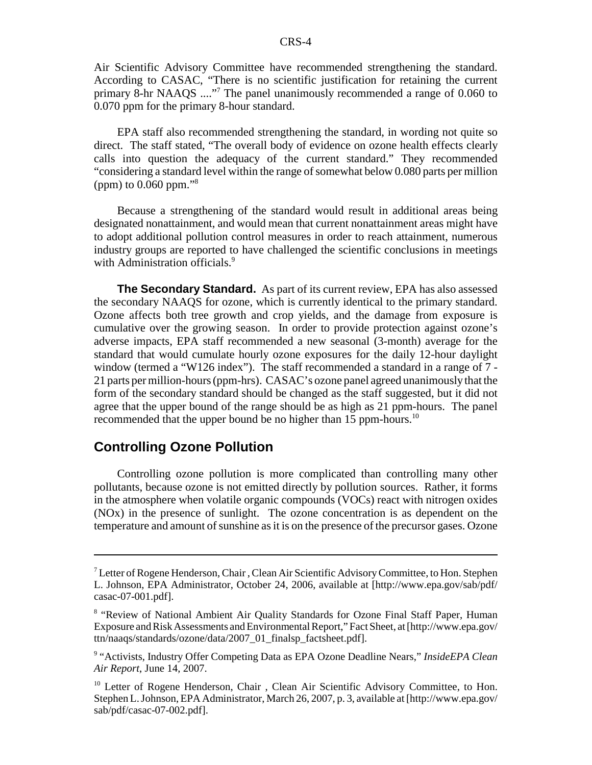Air Scientific Advisory Committee have recommended strengthening the standard. According to CASAC, "There is no scientific justification for retaining the current primary 8-hr NAAQS ...."[7] The panel unanimously recommended a range of 0.060 to 0.070 ppm for the primary 8-hour standard.

EPA staff also recommended strengthening the standard, in wording not quite so direct. The staff stated, "The overall body of evidence on ozone health effects clearly calls into question the adequacy of the current standard." They recommended "considering a standard level within the range of somewhat below 0.080 parts per million (ppm) to 0.060 ppm."[8]

Because a strengthening of the standard would result in additional areas being designated nonattainment, and would mean that current nonattainment areas might have to adopt additional pollution control measures in order to reach attainment, numerous industry groups are reported to have challenged the scientific conclusions in meetings with Administration officials.[9]

**The Secondary Standard.** As part of its current review, EPA has also assessed the secondary NAAQS for ozone, which is currently identical to the primary standard. Ozone affects both tree growth and crop yields, and the damage from exposure is cumulative over the growing season. In order to provide protection against ozone's adverse impacts, EPA staff recommended a new seasonal (3-month) average for the standard that would cumulate hourly ozone exposures for the daily 12-hour daylight window (termed a "W126 index"). The staff recommended a standard in a range of 7 - 21 parts per million-hours (ppm-hrs). CASAC's ozone panel agreed unanimously that the form of the secondary standard should be changed as the staff suggested, but it did not agree that the upper bound of the range should be as high as 21 ppm-hours. The panel recommended that the upper bound be no higher than 15 ppm-hours.[10]

## Controlling Ozone Pollution

Controlling ozone pollution is more complicated than controlling many other pollutants, because ozone is not emitted directly by pollution sources. Rather, it forms in the atmosphere when volatile organic compounds (VOCs) react with nitrogen oxides (NOx) in the presence of sunlight. The ozone concentration is as dependent on the temperature and amount of sunshine as it is on the presence of the precursor gases. Ozone

---

[7] Letter of Rogene Henderson, Chair , Clean Air Scientific Advisory Committee, to Hon. Stephen L. Johnson, EPA Administrator, October 24, 2006, available at [http://www.epa.gov/sab/pdf/casac-07-001.pdf].

[8] "Review of National Ambient Air Quality Standards for Ozone Final Staff Paper, Human Exposure and Risk Assessments and Environmental Report," Fact Sheet, at [http://www.epa.gov/ttn/naaqs/standards/ozone/data/2007_01_finalsp_factsheet.pdf].

[9] "Activists, Industry Offer Competing Data as EPA Ozone Deadline Nears," *InsideEPA Clean Air Report*, June 14, 2007.

[10] Letter of Rogene Henderson, Chair , Clean Air Scientific Advisory Committee, to Hon. Stephen L. Johnson, EPA Administrator, March 26, 2007, p. 3, available at [http://www.epa.gov/sab/pdf/casac-07-002.pdf].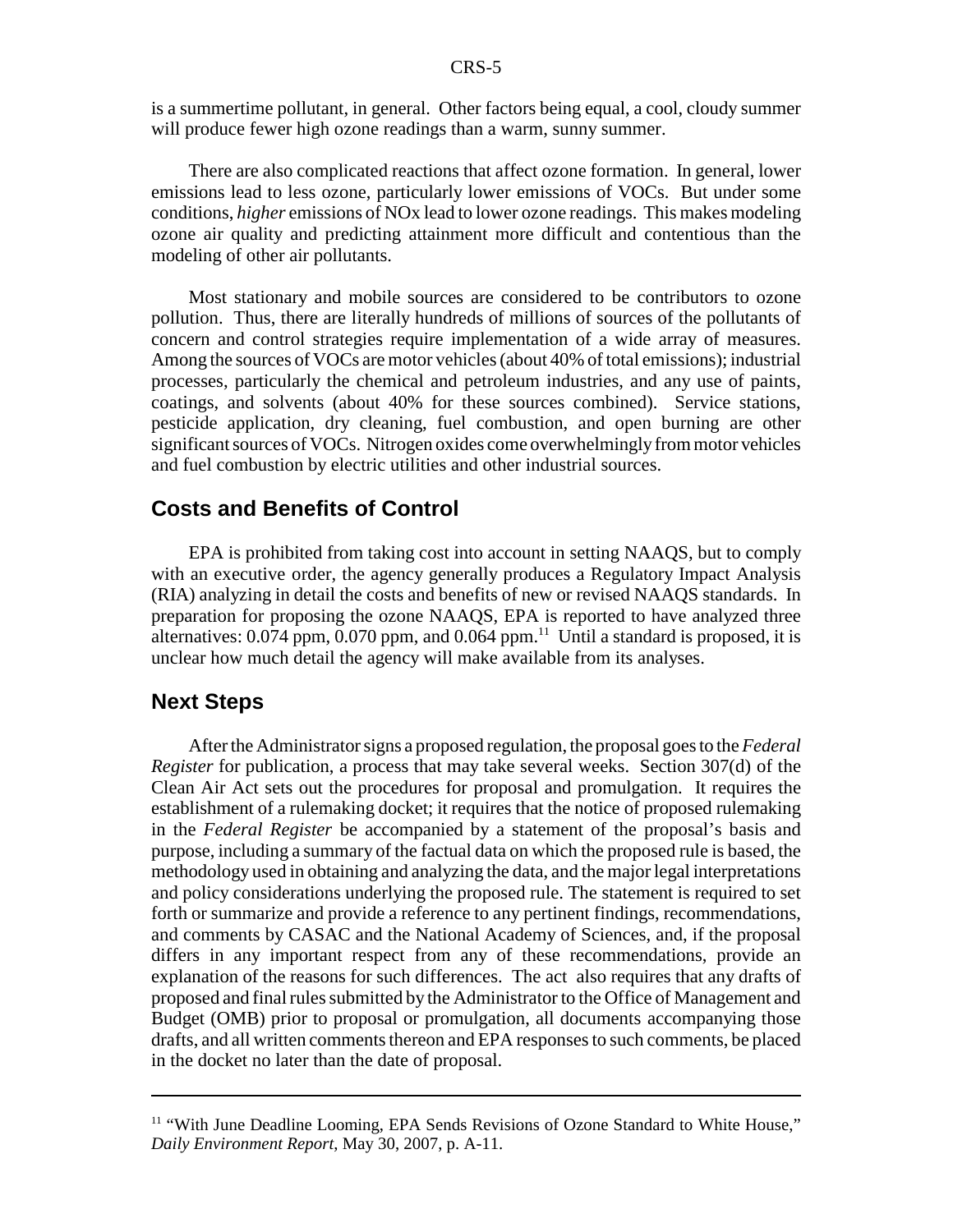is a summertime pollutant, in general. Other factors being equal, a cool, cloudy summer will produce fewer high ozone readings than a warm, sunny summer.

There are also complicated reactions that affect ozone formation. In general, lower emissions lead to less ozone, particularly lower emissions of VOCs. But under some conditions, *higher* emissions of NOx lead to lower ozone readings. This makes modeling ozone air quality and predicting attainment more difficult and contentious than the modeling of other air pollutants.

Most stationary and mobile sources are considered to be contributors to ozone pollution. Thus, there are literally hundreds of millions of sources of the pollutants of concern and control strategies require implementation of a wide array of measures. Among the sources of VOCs are motor vehicles (about 40% of total emissions); industrial processes, particularly the chemical and petroleum industries, and any use of paints, coatings, and solvents (about 40% for these sources combined). Service stations, pesticide application, dry cleaning, fuel combustion, and open burning are other significant sources of VOCs. Nitrogen oxides come overwhelmingly from motor vehicles and fuel combustion by electric utilities and other industrial sources.

## Costs and Benefits of Control

EPA is prohibited from taking cost into account in setting NAAQS, but to comply with an executive order, the agency generally produces a Regulatory Impact Analysis (RIA) analyzing in detail the costs and benefits of new or revised NAAQS standards. In preparation for proposing the ozone NAAQS, EPA is reported to have analyzed three alternatives: 0.074 ppm, 0.070 ppm, and 0.064 ppm.[11] Until a standard is proposed, it is unclear how much detail the agency will make available from its analyses.

## Next Steps

After the Administrator signs a proposed regulation, the proposal goes to the *Federal Register* for publication, a process that may take several weeks. Section 307(d) of the Clean Air Act sets out the procedures for proposal and promulgation. It requires the establishment of a rulemaking docket; it requires that the notice of proposed rulemaking in the *Federal Register* be accompanied by a statement of the proposal's basis and purpose, including a summary of the factual data on which the proposed rule is based, the methodology used in obtaining and analyzing the data, and the major legal interpretations and policy considerations underlying the proposed rule. The statement is required to set forth or summarize and provide a reference to any pertinent findings, recommendations, and comments by CASAC and the National Academy of Sciences, and, if the proposal differs in any important respect from any of these recommendations, provide an explanation of the reasons for such differences. The act also requires that any drafts of proposed and final rules submitted by the Administrator to the Office of Management and Budget (OMB) prior to proposal or promulgation, all documents accompanying those drafts, and all written comments thereon and EPA responses to such comments, be placed in the docket no later than the date of proposal.

---

[11] "With June Deadline Looming, EPA Sends Revisions of Ozone Standard to White House," *Daily Environment Report*, May 30, 2007, p. A-11.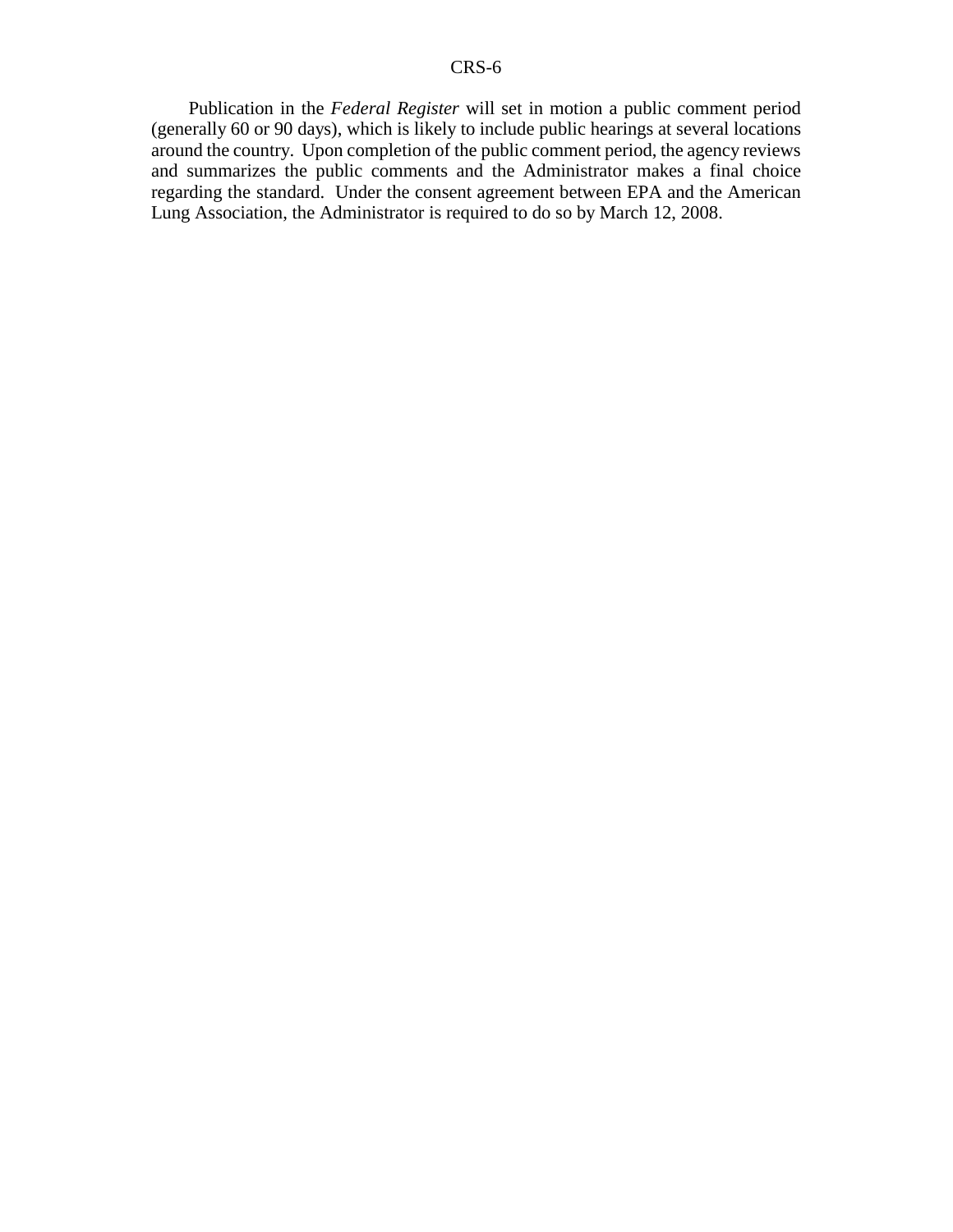Publication in the *Federal Register* will set in motion a public comment period (generally 60 or 90 days), which is likely to include public hearings at several locations around the country. Upon completion of the public comment period, the agency reviews and summarizes the public comments and the Administrator makes a final choice regarding the standard. Under the consent agreement between EPA and the American Lung Association, the Administrator is required to do so by March 12, 2008.